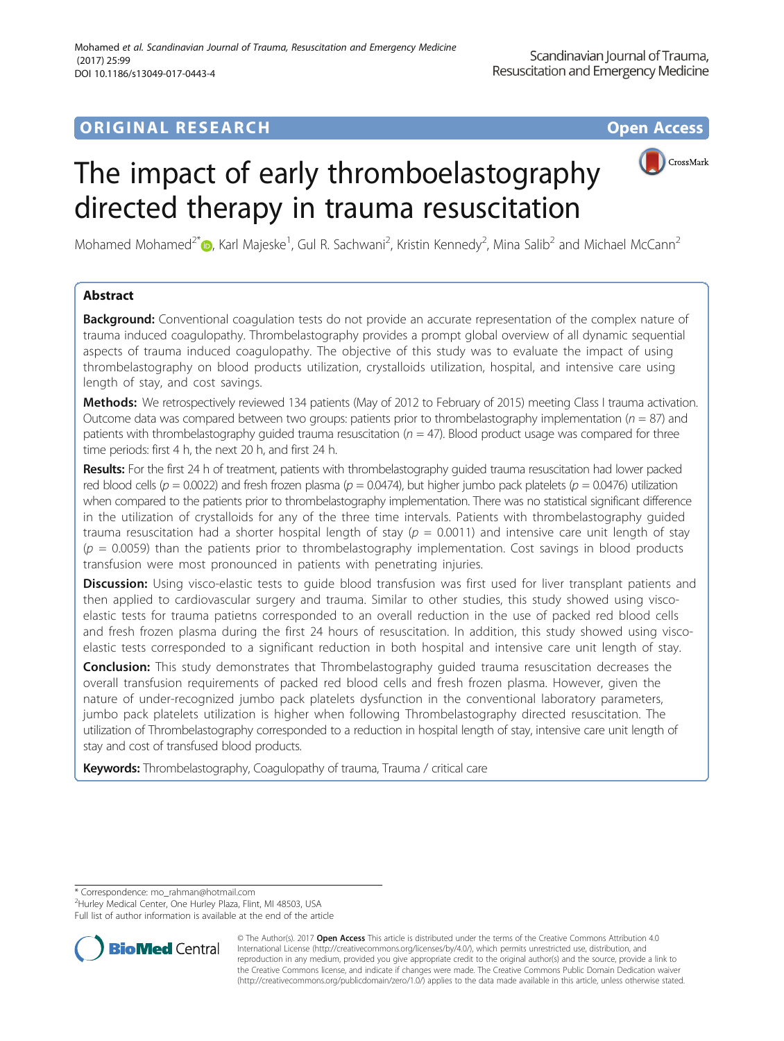ORIGINAL RESEARCH

Open Access

# The impact of early thromboelastography directed therapy in trauma resuscitation

Mohamed Mohamed[2*], Karl Majeske[1], Gul R. Sachwani[2], Kristin Kennedy[2], Mina Salib[2] and Michael McCann[2]

## Abstract

**Background:** Conventional coagulation tests do not provide an accurate representation of the complex nature of trauma induced coagulopathy. Thrombelastography provides a prompt global overview of all dynamic sequential aspects of trauma induced coagulopathy. The objective of this study was to evaluate the impact of using thrombelastography on blood products utilization, crystalloids utilization, hospital, and intensive care using length of stay, and cost savings.

**Methods:** We retrospectively reviewed 134 patients (May of 2012 to February of 2015) meeting Class I trauma activation. Outcome data was compared between two groups: patients prior to thrombelastography implementation ($n = 87$) and patients with thrombelastography guided trauma resuscitation ($n = 47$). Blood product usage was compared for three time periods: first 4 h, the next 20 h, and first 24 h.

**Results:** For the first 24 h of treatment, patients with thrombelastography guided trauma resuscitation had lower packed red blood cells ($p = 0.0022$) and fresh frozen plasma ($p = 0.0474$), but higher jumbo pack platelets ($p = 0.0476$) utilization when compared to the patients prior to thrombelastography implementation. There was no statistical significant difference in the utilization of crystalloids for any of the three time intervals. Patients with thrombelastography guided trauma resuscitation had a shorter hospital length of stay ($p = 0.0011$) and intensive care unit length of stay ($p = 0.0059$) than the patients prior to thrombelastography implementation. Cost savings in blood products transfusion were most pronounced in patients with penetrating injuries.

**Discussion:** Using visco-elastic tests to guide blood transfusion was first used for liver transplant patients and then applied to cardiovascular surgery and trauma. Similar to other studies, this study showed using visco-elastic tests for trauma patietns corresponded to an overall reduction in the use of packed red blood cells and fresh frozen plasma during the first 24 hours of resuscitation. In addition, this study showed using visco-elastic tests corresponded to a significant reduction in both hospital and intensive care unit length of stay.

**Conclusion:** This study demonstrates that Thrombelastography guided trauma resuscitation decreases the overall transfusion requirements of packed red blood cells and fresh frozen plasma. However, given the nature of under-recognized jumbo pack platelets dysfunction in the conventional laboratory parameters, jumbo pack platelets utilization is higher when following Thrombelastography directed resuscitation. The utilization of Thrombelastography corresponded to a reduction in hospital length of stay, intensive care unit length of stay and cost of transfused blood products.

**Keywords:** Thrombelastography, Coagulopathy of trauma, Trauma / critical care

\* Correspondence: mo_rahman@hotmail.com
[2]Hurley Medical Center, One Hurley Plaza, Flint, MI 48503, USA
Full list of author information is available at the end of the article

© The Author(s). 2017 **Open Access** This article is distributed under the terms of the Creative Commons Attribution 4.0 International License (http://creativecommons.org/licenses/by/4.0/), which permits unrestricted use, distribution, and reproduction in any medium, provided you give appropriate credit to the original author(s) and the source, provide a link to the Creative Commons license, and indicate if changes were made. The Creative Commons Public Domain Dedication waiver (http://creativecommons.org/publicdomain/zero/1.0/) applies to the data made available in this article, unless otherwise stated.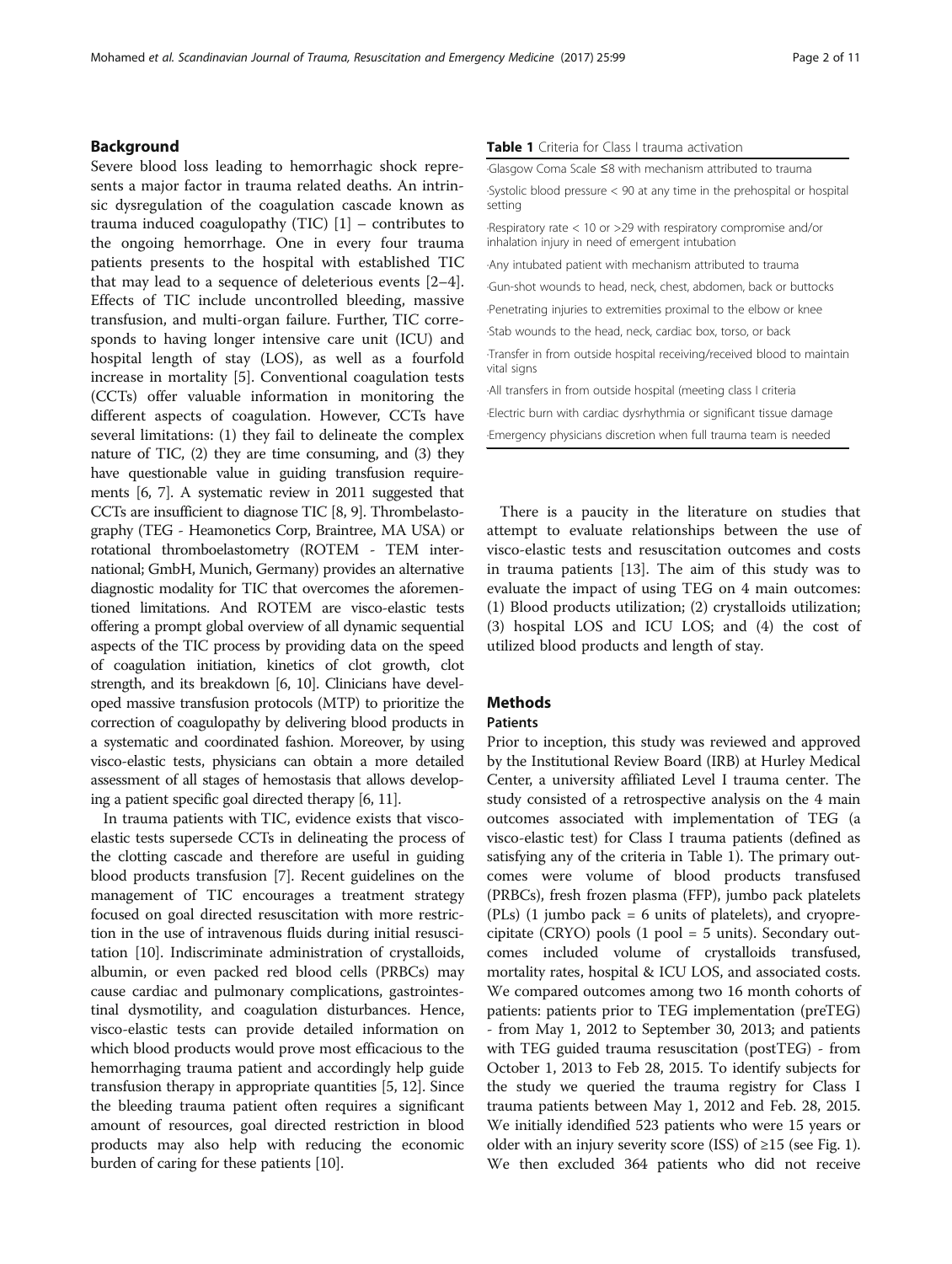## Background

Severe blood loss leading to hemorrhagic shock represents a major factor in trauma related deaths. An intrinsic dysregulation of the coagulation cascade known as trauma induced coagulopathy (TIC) [1] – contributes to the ongoing hemorrhage. One in every four trauma patients presents to the hospital with established TIC that may lead to a sequence of deleterious events [2–4]. Effects of TIC include uncontrolled bleeding, massive transfusion, and multi-organ failure. Further, TIC corresponds to having longer intensive care unit (ICU) and hospital length of stay (LOS), as well as a fourfold increase in mortality [5]. Conventional coagulation tests (CCTs) offer valuable information in monitoring the different aspects of coagulation. However, CCTs have several limitations: (1) they fail to delineate the complex nature of TIC, (2) they are time consuming, and (3) they have questionable value in guiding transfusion requirements [6, 7]. A systematic review in 2011 suggested that CCTs are insufficient to diagnose TIC [8, 9]. Thrombelastography (TEG - Heamonetics Corp, Braintree, MA USA) or rotational thromboelastometry (ROTEM - TEM international; GmbH, Munich, Germany) provides an alternative diagnostic modality for TIC that overcomes the aforementioned limitations. And ROTEM are visco-elastic tests offering a prompt global overview of all dynamic sequential aspects of the TIC process by providing data on the speed of coagulation initiation, kinetics of clot growth, clot strength, and its breakdown [6, 10]. Clinicians have developed massive transfusion protocols (MTP) to prioritize the correction of coagulopathy by delivering blood products in a systematic and coordinated fashion. Moreover, by using visco-elastic tests, physicians can obtain a more detailed assessment of all stages of hemostasis that allows developing a patient specific goal directed therapy [6, 11].

In trauma patients with TIC, evidence exists that visco-elastic tests supersede CCTs in delineating the process of the clotting cascade and therefore are useful in guiding blood products transfusion [7]. Recent guidelines on the management of TIC encourages a treatment strategy focused on goal directed resuscitation with more restriction in the use of intravenous fluids during initial resuscitation [10]. Indiscriminate administration of crystalloids, albumin, or even packed red blood cells (PRBCs) may cause cardiac and pulmonary complications, gastrointestinal dysmotility, and coagulation disturbances. Hence, visco-elastic tests can provide detailed information on which blood products would prove most efficacious to the hemorrhaging trauma patient and accordingly help guide transfusion therapy in appropriate quantities [5, 12]. Since the bleeding trauma patient often requires a significant amount of resources, goal directed restriction in blood products may also help with reducing the economic burden of caring for these patients [10].

**Table 1** Criteria for Class I trauma activation

| Criteria |
|---|
| ·Glasgow Coma Scale ≤8 with mechanism attributed to trauma |
| ·Systolic blood pressure < 90 at any time in the prehospital or hospital setting |
| ·Respiratory rate < 10 or >29 with respiratory compromise and/or inhalation injury in need of emergent intubation |
| ·Any intubated patient with mechanism attributed to trauma |
| ·Gun-shot wounds to head, neck, chest, abdomen, back or buttocks |
| ·Penetrating injuries to extremities proximal to the elbow or knee |
| ·Stab wounds to the head, neck, cardiac box, torso, or back |
| ·Transfer in from outside hospital receiving/received blood to maintain vital signs |
| ·All transfers in from outside hospital (meeting class I criteria |
| ·Electric burn with cardiac dysrhythmia or significant tissue damage |
| ·Emergency physicians discretion when full trauma team is needed |

There is a paucity in the literature on studies that attempt to evaluate relationships between the use of visco-elastic tests and resuscitation outcomes and costs in trauma patients [13]. The aim of this study was to evaluate the impact of using TEG on 4 main outcomes: (1) Blood products utilization; (2) crystalloids utilization; (3) hospital LOS and ICU LOS; and (4) the cost of utilized blood products and length of stay.

## Methods

### Patients

Prior to inception, this study was reviewed and approved by the Institutional Review Board (IRB) at Hurley Medical Center, a university affiliated Level I trauma center. The study consisted of a retrospective analysis on the 4 main outcomes associated with implementation of TEG (a visco-elastic test) for Class I trauma patients (defined as satisfying any of the criteria in Table 1). The primary outcomes were volume of blood products transfused (PRBCs), fresh frozen plasma (FFP), jumbo pack platelets (PLs) (1 jumbo pack = 6 units of platelets), and cryoprecipitate (CRYO) pools (1 pool = 5 units). Secondary outcomes included volume of crystalloids transfused, mortality rates, hospital & ICU LOS, and associated costs. We compared outcomes among two 16 month cohorts of patients: patients prior to TEG implementation (preTEG) - from May 1, 2012 to September 30, 2013; and patients with TEG guided trauma resuscitation (postTEG) - from October 1, 2013 to Feb 28, 2015. To identify subjects for the study we queried the trauma registry for Class I trauma patients between May 1, 2012 and Feb. 28, 2015. We initially idendified 523 patients who were 15 years or older with an injury severity score (ISS) of ≥15 (see Fig. 1). We then excluded 364 patients who did not receive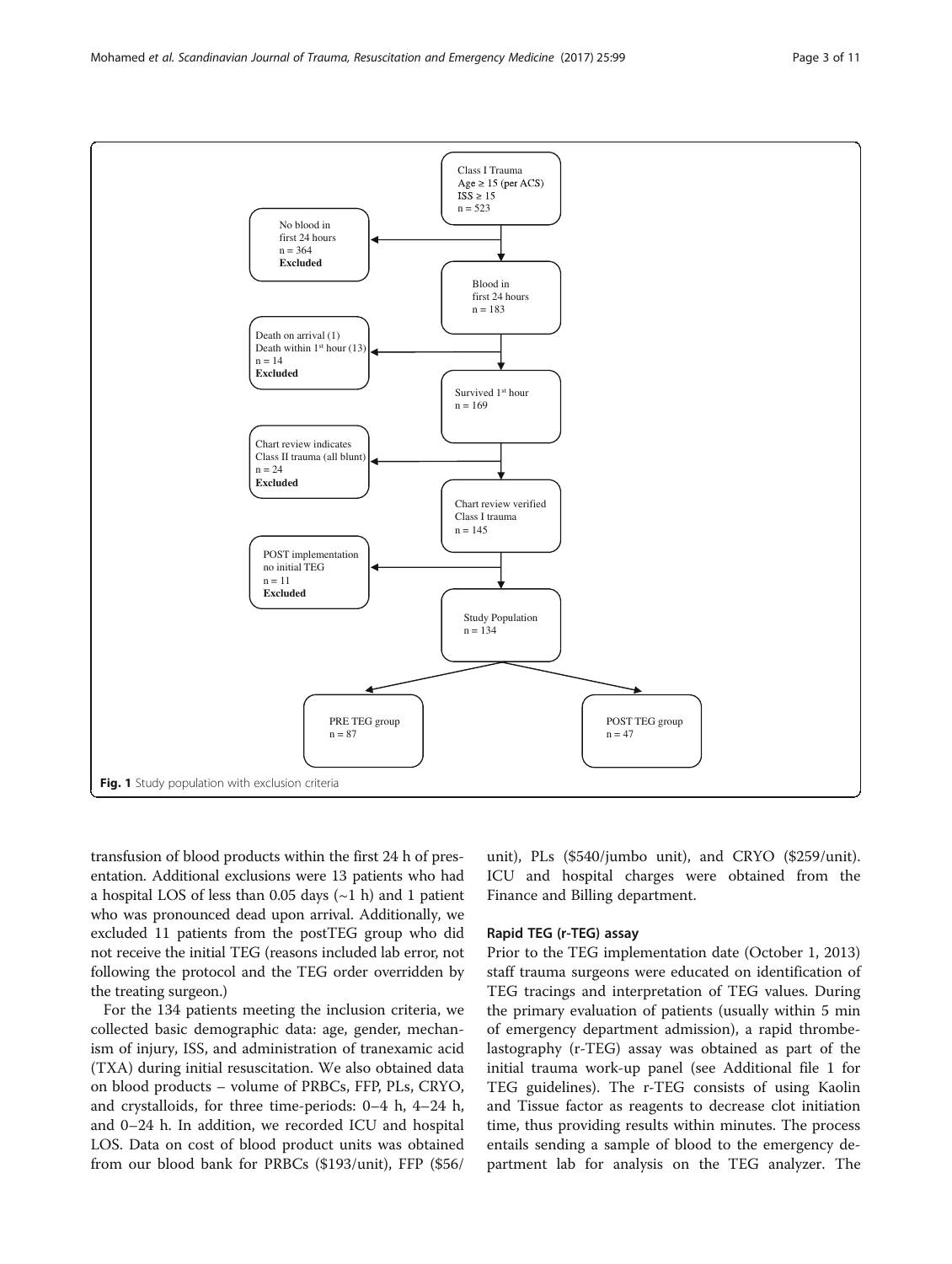Class I Trauma
Age ≥ 15 (per ACS)
ISS ≥ 15
n = 523

No blood in first 24 hours
n = 364
**Excluded**

Blood in first 24 hours
n = 183

Death on arrival (1)
Death within 1st hour (13)
n = 14
**Excluded**

Survived 1st hour
n = 169

Chart review indicates Class II trauma (all blunt)
n = 24
**Excluded**

Chart review verified Class I trauma
n = 145

POST implementation no initial TEG
n = 11
**Excluded**

Study Population
n = 134

PRE TEG group
n = 87

POST TEG group
n = 47

**Fig. 1** Study population with exclusion criteria

transfusion of blood products within the first 24 h of presentation. Additional exclusions were 13 patients who had a hospital LOS of less than 0.05 days (~1 h) and 1 patient who was pronounced dead upon arrival. Additionally, we excluded 11 patients from the postTEG group who did not receive the initial TEG (reasons included lab error, not following the protocol and the TEG order overridden by the treating surgeon.)

For the 134 patients meeting the inclusion criteria, we collected basic demographic data: age, gender, mechanism of injury, ISS, and administration of tranexamic acid (TXA) during initial resuscitation. We also obtained data on blood products – volume of PRBCs, FFP, PLs, CRYO, and crystalloids, for three time-periods: 0–4 h, 4–24 h, and 0–24 h. In addition, we recorded ICU and hospital LOS. Data on cost of blood product units was obtained from our blood bank for PRBCs ($193/unit), FFP ($56/unit), PLs ($540/jumbo unit), and CRYO ($259/unit). ICU and hospital charges were obtained from the Finance and Billing department.

### Rapid TEG (r-TEG) assay

Prior to the TEG implementation date (October 1, 2013) staff trauma surgeons were educated on identification of TEG tracings and interpretation of TEG values. During the primary evaluation of patients (usually within 5 min of emergency department admission), a rapid thrombelastography (r-TEG) assay was obtained as part of the initial trauma work-up panel (see Additional file 1 for TEG guidelines). The r-TEG consists of using Kaolin and Tissue factor as reagents to decrease clot initiation time, thus providing results within minutes. The process entails sending a sample of blood to the emergency department lab for analysis on the TEG analyzer. The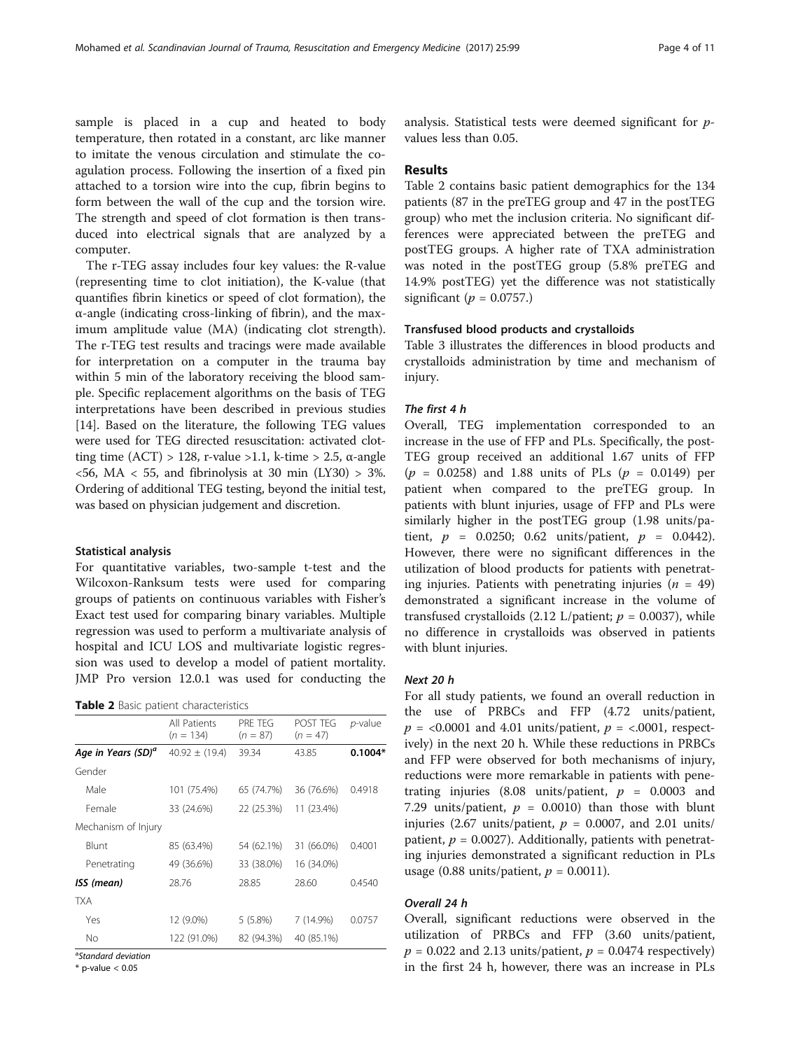sample is placed in a cup and heated to body temperature, then rotated in a constant, arc like manner to imitate the venous circulation and stimulate the coagulation process. Following the insertion of a fixed pin attached to a torsion wire into the cup, fibrin begins to form between the wall of the cup and the torsion wire. The strength and speed of clot formation is then transduced into electrical signals that are analyzed by a computer.

The r-TEG assay includes four key values: the R-value (representing time to clot initiation), the K-value (that quantifies fibrin kinetics or speed of clot formation), the α-angle (indicating cross-linking of fibrin), and the maximum amplitude value (MA) (indicating clot strength). The r-TEG test results and tracings were made available for interpretation on a computer in the trauma bay within 5 min of the laboratory receiving the blood sample. Specific replacement algorithms on the basis of TEG interpretations have been described in previous studies [14]. Based on the literature, the following TEG values were used for TEG directed resuscitation: activated clotting time (ACT) > 128, r-value >1.1, k-time > 2.5, α-angle <56, MA < 55, and fibrinolysis at 30 min (LY30) > 3%. Ordering of additional TEG testing, beyond the initial test, was based on physician judgement and discretion.

### Statistical analysis

For quantitative variables, two-sample t-test and the Wilcoxon-Ranksum tests were used for comparing groups of patients on continuous variables with Fisher's Exact test used for comparing binary variables. Multiple regression was used to perform a multivariate analysis of hospital and ICU LOS and multivariate logistic regression was used to develop a model of patient mortality. JMP Pro version 12.0.1 was used for conducting the analysis. Statistical tests were deemed significant for *p*-values less than 0.05.

**Table 2** Basic patient characteristics

| | All Patients ($n$ = 134) | PRE TEG ($n$ = 87) | POST TEG ($n$ = 47) | *p*-value |
|---|---|---|---|---|
| ***Age in Years (SD)***[a] | 40.92 ± (19.4) | 39.34 | 43.85 | **0.1004*** |
| Gender | | | | |
| Male | 101 (75.4%) | 65 (74.7%) | 36 (76.6%) | 0.4918 |
| Female | 33 (24.6%) | 22 (25.3%) | 11 (23.4%) | |
| Mechanism of Injury | | | | |
| Blunt | 85 (63.4%) | 54 (62.1%) | 31 (66.0%) | 0.4001 |
| Penetrating | 49 (36.6%) | 33 (38.0%) | 16 (34.0%) | |
| ***ISS (mean)*** | 28.76 | 28.85 | 28.60 | 0.4540 |
| TXA | | | | |
| Yes | 12 (9.0%) | 5 (5.8%) | 7 (14.9%) | 0.0757 |
| No | 122 (91.0%) | 82 (94.3%) | 40 (85.1%) | |

[a]*Standard deviation*

\* p-value < 0.05

## Results

Table 2 contains basic patient demographics for the 134 patients (87 in the preTEG group and 47 in the postTEG group) who met the inclusion criteria. No significant differences were appreciated between the preTEG and postTEG groups. A higher rate of TXA administration was noted in the postTEG group (5.8% preTEG and 14.9% postTEG) yet the difference was not statistically significant ($p$ = 0.0757.)

### Transfused blood products and crystalloids

Table 3 illustrates the differences in blood products and crystalloids administration by time and mechanism of injury.

#### The first 4 h

Overall, TEG implementation corresponded to an increase in the use of FFP and PLs. Specifically, the postTEG group received an additional 1.67 units of FFP ($p$ = 0.0258) and 1.88 units of PLs ($p$ = 0.0149) per patient when compared to the preTEG group. In patients with blunt injuries, usage of FFP and PLs were similarly higher in the postTEG group (1.98 units/patient, $p$ = 0.0250; 0.62 units/patient, $p$ = 0.0442). However, there were no significant differences in the utilization of blood products for patients with penetrating injuries. Patients with penetrating injuries ($n$ = 49) demonstrated a significant increase in the volume of transfused crystalloids (2.12 L/patient; $p$ = 0.0037), while no difference in crystalloids was observed in patients with blunt injuries.

#### Next 20 h

For all study patients, we found an overall reduction in the use of PRBCs and FFP (4.72 units/patient, $p$ = <0.0001 and 4.01 units/patient, $p$ = <.0001, respectively) in the next 20 h. While these reductions in PRBCs and FFP were observed for both mechanisms of injury, reductions were more remarkable in patients with penetrating injuries (8.08 units/patient, $p$ = 0.0003 and 7.29 units/patient, $p$ = 0.0010) than those with blunt injuries (2.67 units/patient, $p$ = 0.0007, and 2.01 units/patient, $p$ = 0.0027). Additionally, patients with penetrating injuries demonstrated a significant reduction in PLs usage (0.88 units/patient, $p$ = 0.0011).

#### Overall 24 h

Overall, significant reductions were observed in the utilization of PRBCs and FFP (3.60 units/patient, $p$ = 0.022 and 2.13 units/patient, $p$ = 0.0474 respectively) in the first 24 h, however, there was an increase in PLs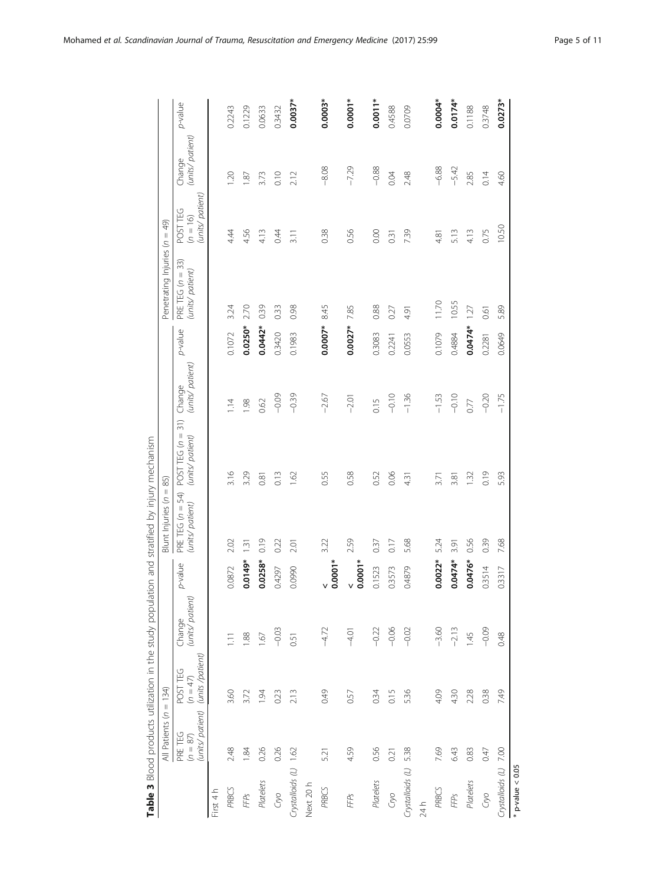**Table 3** Blood products utilization in the study population and stratified by injury mechanism

| | All Patients ($n$ = 134) | | | | Blunt Injuries ($n$ = 85) | | | | Penetrating Injuries ($n$ = 49) | | | |
|---|---|---|---|---|---|---|---|---|---|---|---|---|
| | PRE TEG ($n$ = 87) (units/ patient) | POST TEG ($n$ = 47) (units /patient) | Change (units/ patient) | p-value | PRE TEG ($n$ = 54) (units/ patient) | POST TEG ($n$ = 31) (units/ patient) | Change (units/ patient) | p-value | PRE TEG ($n$ = 33) (units/ patient) | POST TEG ($n$ = 16) (units/ patient) | Change (units/ patient) | p-value |
| First 4 h | | | | | | | | | | | | |
| PRBCS | 2.48 | 3.60 | 1.11 | 0.0872 | 2.02 | 3.16 | 1.14 | 0.1072 | 3.24 | 4.44 | 1.20 | 0.2243 |
| FFPs | 1.84 | 3.72 | 1.88 | **0.0149*** | 1.31 | 3.29 | 1.98 | **0.0250*** | 2.70 | 4.56 | 1.87 | 0.1229 |
| Platelets | 0.26 | 1.94 | 1.67 | **0.0258*** | 0.19 | 0.81 | 0.62 | **0.0442*** | 0.39 | 4.13 | 3.73 | 0.0633 |
| Cryo | 0.26 | 0.23 | −0.03 | 0.4297 | 0.22 | 0.13 | −0.09 | 0.3420 | 0.33 | 0.44 | 0.10 | 0.3432 |
| Crystalloids (L) | 1.62 | 2.13 | 0.51 | 0.0990 | 2.01 | 1.62 | −0.39 | 0.1983 | 0.98 | 3.11 | 2.12 | **0.0037*** |
| Next 20 h | | | | | | | | | | | | |
| PRBCS | 5.21 | 0.49 | −4.72 | **< 0.0001*** | 3.22 | 0.55 | −2.67 | **0.0007*** | 8.45 | 0.38 | −8.08 | **0.0003*** |
| FFPs | 4.59 | 0.57 | −4.01 | **< 0.0001*** | 2.59 | 0.58 | −2.01 | **0.0027*** | 7.85 | 0.56 | −7.29 | **0.0001*** |
| Platelets | 0.56 | 0.34 | −0.22 | 0.1523 | 0.37 | 0.52 | 0.15 | 0.3083 | 0.88 | 0.00 | −0.88 | **0.0011*** |
| Cryo | 0.21 | 0.15 | −0.06 | 0.3573 | 0.17 | 0.06 | −0.10 | 0.2241 | 0.27 | 0.31 | 0.04 | 0.4588 |
| Crystalloids (L) | 5.38 | 5.36 | −0.02 | 0.4879 | 5.68 | 4.31 | −1.36 | 0.0553 | 4.91 | 7.39 | 2.48 | 0.0709 |
| 24 h | | | | | | | | | | | | |
| PRBCS | 7.69 | 4.09 | −3.60 | **0.0022*** | 5.24 | 3.71 | −1.53 | 0.1079 | 11.70 | 4.81 | −6.88 | **0.0004*** |
| FFPs | 6.43 | 4.30 | −2.13 | **0.0474*** | 3.91 | 3.81 | −0.10 | 0.4884 | 10.55 | 5.13 | −5.42 | **0.0174*** |
| Platelets | 0.83 | 2.28 | 1.45 | **0.0476*** | 0.56 | 1.32 | 0.77 | **0.0474*** | 1.27 | 4.13 | 2.85 | 0.1188 |
| Cryo | 0.47 | 0.38 | −0.09 | 0.3514 | 0.39 | 0.19 | −0.20 | 0.2281 | 0.61 | 0.75 | 0.14 | 0.3748 |
| Crystalloids (L) | 7.00 | 7.49 | 0.48 | 0.3317 | 7.68 | 5.93 | −1.75 | 0.0649 | 5.89 | 10.50 | 4.60 | **0.0273*** |

* p-value < 0.05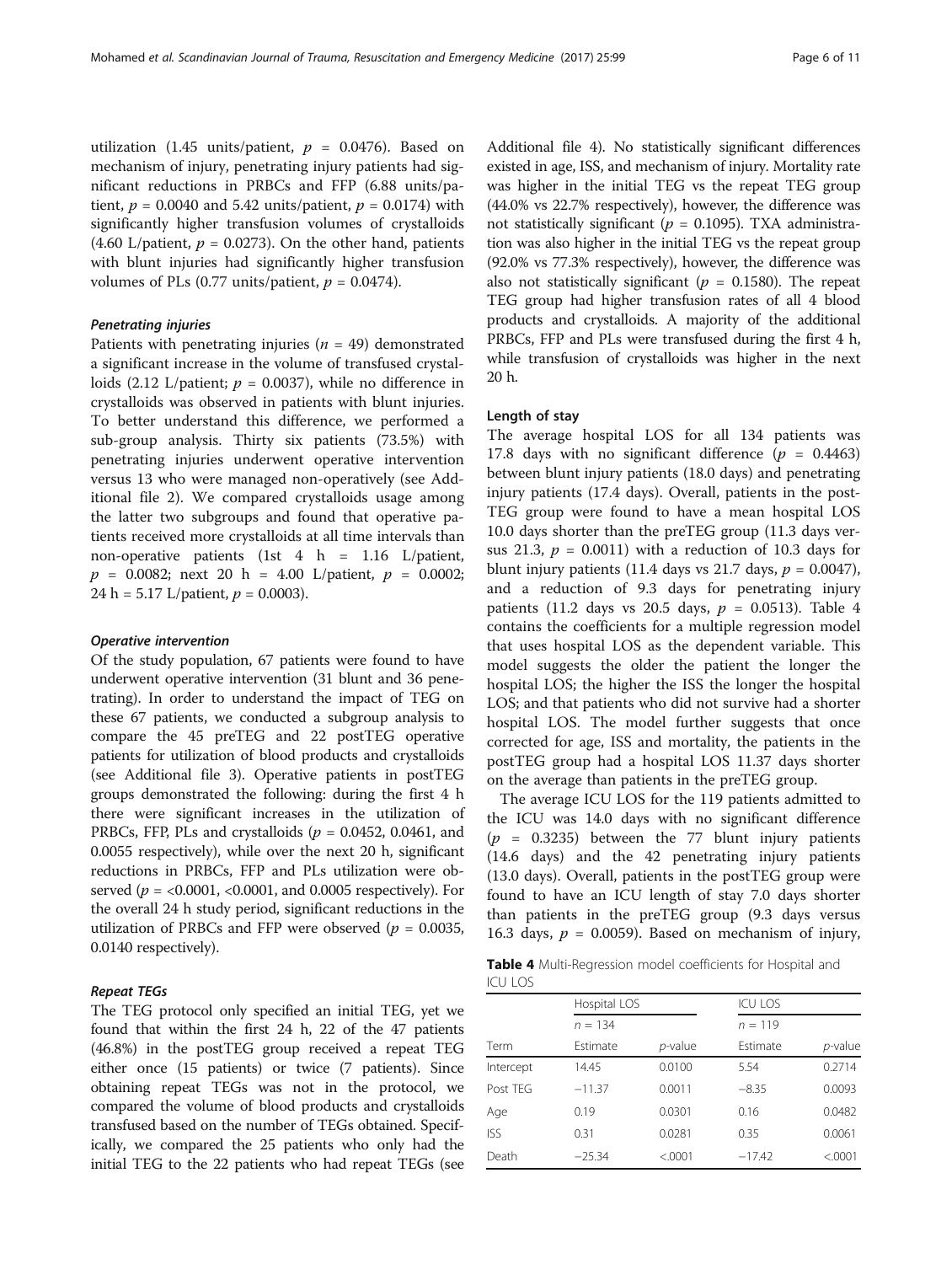utilization (1.45 units/patient, $p = 0.0476$). Based on mechanism of injury, penetrating injury patients had significant reductions in PRBCs and FFP (6.88 units/patient, $p = 0.0040$ and 5.42 units/patient, $p = 0.0174$) with significantly higher transfusion volumes of crystalloids (4.60 L/patient, $p = 0.0273$). On the other hand, patients with blunt injuries had significantly higher transfusion volumes of PLs (0.77 units/patient, $p = 0.0474$).

#### Penetrating injuries

Patients with penetrating injuries ($n = 49$) demonstrated a significant increase in the volume of transfused crystalloids (2.12 L/patient; $p = 0.0037$), while no difference in crystalloids was observed in patients with blunt injuries. To better understand this difference, we performed a sub-group analysis. Thirty six patients (73.5%) with penetrating injuries underwent operative intervention versus 13 who were managed non-operatively (see Additional file 2). We compared crystalloids usage among the latter two subgroups and found that operative patients received more crystalloids at all time intervals than non-operative patients (1st 4 h = 1.16 L/patient, $p = 0.0082$; next 20 h = 4.00 L/patient, $p = 0.0002$; 24 h = 5.17 L/patient, $p = 0.0003$).

#### Operative intervention

Of the study population, 67 patients were found to have underwent operative intervention (31 blunt and 36 penetrating). In order to understand the impact of TEG on these 67 patients, we conducted a subgroup analysis to compare the 45 preTEG and 22 postTEG operative patients for utilization of blood products and crystalloids (see Additional file 3). Operative patients in postTEG groups demonstrated the following: during the first 4 h there were significant increases in the utilization of PRBCs, FFP, PLs and crystalloids ($p = 0.0452$, 0.0461, and 0.0055 respectively), while over the next 20 h, significant reductions in PRBCs, FFP and PLs utilization were observed ($p = <0.0001$, <0.0001, and 0.0005 respectively). For the overall 24 h study period, significant reductions in the utilization of PRBCs and FFP were observed ($p = 0.0035$, 0.0140 respectively).

#### Repeat TEGs

The TEG protocol only specified an initial TEG, yet we found that within the first 24 h, 22 of the 47 patients (46.8%) in the postTEG group received a repeat TEG either once (15 patients) or twice (7 patients). Since obtaining repeat TEGs was not in the protocol, we compared the volume of blood products and crystalloids transfused based on the number of TEGs obtained. Specifically, we compared the 25 patients who only had the initial TEG to the 22 patients who had repeat TEGs (see Additional file 4). No statistically significant differences existed in age, ISS, and mechanism of injury. Mortality rate was higher in the initial TEG vs the repeat TEG group (44.0% vs 22.7% respectively), however, the difference was not statistically significant ($p = 0.1095$). TXA administration was also higher in the initial TEG vs the repeat group (92.0% vs 77.3% respectively), however, the difference was also not statistically significant ($p = 0.1580$). The repeat TEG group had higher transfusion rates of all 4 blood products and crystalloids. A majority of the additional PRBCs, FFP and PLs were transfused during the first 4 h, while transfusion of crystalloids was higher in the next 20 h.

#### Length of stay

The average hospital LOS for all 134 patients was 17.8 days with no significant difference ($p = 0.4463$) between blunt injury patients (18.0 days) and penetrating injury patients (17.4 days). Overall, patients in the post-TEG group were found to have a mean hospital LOS 10.0 days shorter than the preTEG group (11.3 days versus 21.3, $p = 0.0011$) with a reduction of 10.3 days for blunt injury patients (11.4 days vs 21.7 days, $p = 0.0047$), and a reduction of 9.3 days for penetrating injury patients (11.2 days vs 20.5 days, $p = 0.0513$). Table 4 contains the coefficients for a multiple regression model that uses hospital LOS as the dependent variable. This model suggests the older the patient the longer the hospital LOS; the higher the ISS the longer the hospital LOS; and that patients who did not survive had a shorter hospital LOS. The model further suggests that once corrected for age, ISS and mortality, the patients in the postTEG group had a hospital LOS 11.37 days shorter on the average than patients in the preTEG group.

The average ICU LOS for the 119 patients admitted to the ICU was 14.0 days with no significant difference ($p = 0.3235$) between the 77 blunt injury patients (14.6 days) and the 42 penetrating injury patients (13.0 days). Overall, patients in the postTEG group were found to have an ICU length of stay 7.0 days shorter than patients in the preTEG group (9.3 days versus 16.3 days, $p = 0.0059$). Based on mechanism of injury,

**Table 4** Multi-Regression model coefficients for Hospital and ICU LOS

| | Hospital LOS | | ICU LOS | |
|---|---|---|---|---|
| | $n = 134$ | | $n = 119$ | |
| Term | Estimate | *p*-value | Estimate | *p*-value |
| Intercept | 14.45 | 0.0100 | 5.54 | 0.2714 |
| Post TEG | −11.37 | 0.0011 | −8.35 | 0.0093 |
| Age | 0.19 | 0.0301 | 0.16 | 0.0482 |
| ISS | 0.31 | 0.0281 | 0.35 | 0.0061 |
| Death | −25.34 | <.0001 | −17.42 | <.0001 |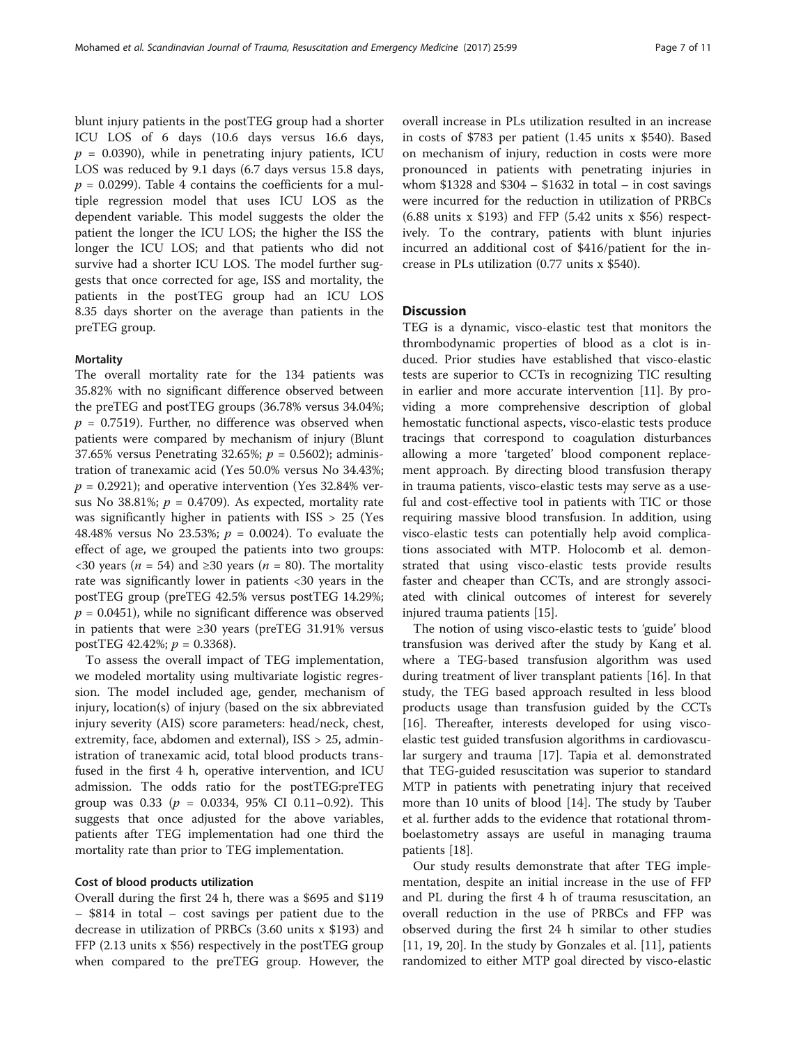blunt injury patients in the postTEG group had a shorter ICU LOS of 6 days (10.6 days versus 16.6 days, $p = 0.0390$), while in penetrating injury patients, ICU LOS was reduced by 9.1 days (6.7 days versus 15.8 days, $p = 0.0299$). Table 4 contains the coefficients for a multiple regression model that uses ICU LOS as the dependent variable. This model suggests the older the patient the longer the ICU LOS; the higher the ISS the longer the ICU LOS; and that patients who did not survive had a shorter ICU LOS. The model further suggests that once corrected for age, ISS and mortality, the patients in the postTEG group had an ICU LOS 8.35 days shorter on the average than patients in the preTEG group.

#### Mortality

The overall mortality rate for the 134 patients was 35.82% with no significant difference observed between the preTEG and postTEG groups (36.78% versus 34.04%; $p = 0.7519$). Further, no difference was observed when patients were compared by mechanism of injury (Blunt 37.65% versus Penetrating 32.65%; $p = 0.5602$); administration of tranexamic acid (Yes 50.0% versus No 34.43%; $p = 0.2921$); and operative intervention (Yes 32.84% versus No 38.81%; $p = 0.4709$). As expected, mortality rate was significantly higher in patients with ISS > 25 (Yes 48.48% versus No 23.53%; $p = 0.0024$). To evaluate the effect of age, we grouped the patients into two groups: <30 years ($n = 54$) and ≥30 years ($n = 80$). The mortality rate was significantly lower in patients <30 years in the postTEG group (preTEG 42.5% versus postTEG 14.29%; $p = 0.0451$), while no significant difference was observed in patients that were ≥30 years (preTEG 31.91% versus postTEG 42.42%; $p = 0.3368$).

To assess the overall impact of TEG implementation, we modeled mortality using multivariate logistic regression. The model included age, gender, mechanism of injury, location(s) of injury (based on the six abbreviated injury severity (AIS) score parameters: head/neck, chest, extremity, face, abdomen and external), ISS > 25, administration of tranexamic acid, total blood products transfused in the first 4 h, operative intervention, and ICU admission. The odds ratio for the postTEG:preTEG group was 0.33 ($p = 0.0334$, 95% CI 0.11–0.92). This suggests that once adjusted for the above variables, patients after TEG implementation had one third the mortality rate than prior to TEG implementation.

#### Cost of blood products utilization

Overall during the first 24 h, there was a \$695 and \$119 – \$814 in total – cost savings per patient due to the decrease in utilization of PRBCs (3.60 units x \$193) and FFP (2.13 units x \$56) respectively in the postTEG group when compared to the preTEG group. However, the overall increase in PLs utilization resulted in an increase in costs of \$783 per patient (1.45 units x \$540). Based on mechanism of injury, reduction in costs were more pronounced in patients with penetrating injuries in whom \$1328 and \$304 – \$1632 in total – in cost savings were incurred for the reduction in utilization of PRBCs (6.88 units x \$193) and FFP (5.42 units x \$56) respectively. To the contrary, patients with blunt injuries incurred an additional cost of \$416/patient for the increase in PLs utilization (0.77 units x \$540).

## Discussion

TEG is a dynamic, visco-elastic test that monitors the thrombodynamic properties of blood as a clot is induced. Prior studies have established that visco-elastic tests are superior to CCTs in recognizing TIC resulting in earlier and more accurate intervention [11]. By providing a more comprehensive description of global hemostatic functional aspects, visco-elastic tests produce tracings that correspond to coagulation disturbances allowing a more 'targeted' blood component replacement approach. By directing blood transfusion therapy in trauma patients, visco-elastic tests may serve as a useful and cost-effective tool in patients with TIC or those requiring massive blood transfusion. In addition, using visco-elastic tests can potentially help avoid complications associated with MTP. Holocomb et al. demonstrated that using visco-elastic tests provide results faster and cheaper than CCTs, and are strongly associated with clinical outcomes of interest for severely injured trauma patients [15].

The notion of using visco-elastic tests to 'guide' blood transfusion was derived after the study by Kang et al. where a TEG-based transfusion algorithm was used during treatment of liver transplant patients [16]. In that study, the TEG based approach resulted in less blood products usage than transfusion guided by the CCTs [16]. Thereafter, interests developed for using visco-elastic test guided transfusion algorithms in cardiovascular surgery and trauma [17]. Tapia et al. demonstrated that TEG-guided resuscitation was superior to standard MTP in patients with penetrating injury that received more than 10 units of blood [14]. The study by Tauber et al. further adds to the evidence that rotational thromboelastometry assays are useful in managing trauma patients [18].

Our study results demonstrate that after TEG implementation, despite an initial increase in the use of FFP and PL during the first 4 h of trauma resuscitation, an overall reduction in the use of PRBCs and FFP was observed during the first 24 h similar to other studies [11, 19, 20]. In the study by Gonzales et al. [11], patients randomized to either MTP goal directed by visco-elastic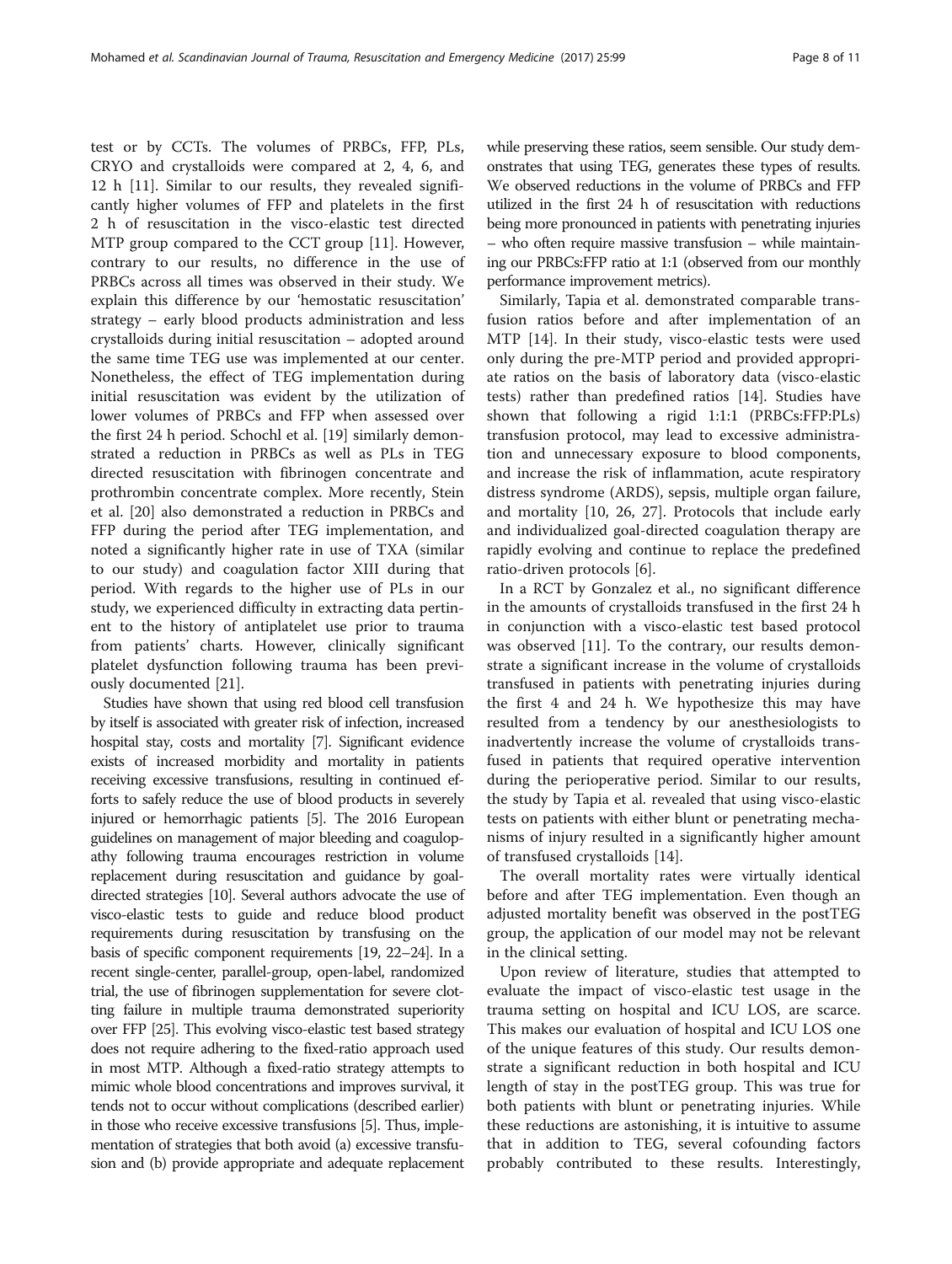test or by CCTs. The volumes of PRBCs, FFP, PLs, CRYO and crystalloids were compared at 2, 4, 6, and 12 h [11]. Similar to our results, they revealed significantly higher volumes of FFP and platelets in the first 2 h of resuscitation in the visco-elastic test directed MTP group compared to the CCT group [11]. However, contrary to our results, no difference in the use of PRBCs across all times was observed in their study. We explain this difference by our 'hemostatic resuscitation' strategy – early blood products administration and less crystalloids during initial resuscitation – adopted around the same time TEG use was implemented at our center. Nonetheless, the effect of TEG implementation during initial resuscitation was evident by the utilization of lower volumes of PRBCs and FFP when assessed over the first 24 h period. Schochl et al. [19] similarly demonstrated a reduction in PRBCs as well as PLs in TEG directed resuscitation with fibrinogen concentrate and prothrombin concentrate complex. More recently, Stein et al. [20] also demonstrated a reduction in PRBCs and FFP during the period after TEG implementation, and noted a significantly higher rate in use of TXA (similar to our study) and coagulation factor XIII during that period. With regards to the higher use of PLs in our study, we experienced difficulty in extracting data pertinent to the history of antiplatelet use prior to trauma from patients' charts. However, clinically significant platelet dysfunction following trauma has been previously documented [21].

Studies have shown that using red blood cell transfusion by itself is associated with greater risk of infection, increased hospital stay, costs and mortality [7]. Significant evidence exists of increased morbidity and mortality in patients receiving excessive transfusions, resulting in continued efforts to safely reduce the use of blood products in severely injured or hemorrhagic patients [5]. The 2016 European guidelines on management of major bleeding and coagulopathy following trauma encourages restriction in volume replacement during resuscitation and guidance by goal-directed strategies [10]. Several authors advocate the use of visco-elastic tests to guide and reduce blood product requirements during resuscitation by transfusing on the basis of specific component requirements [19, 22–24]. In a recent single-center, parallel-group, open-label, randomized trial, the use of fibrinogen supplementation for severe clotting failure in multiple trauma demonstrated superiority over FFP [25]. This evolving visco-elastic test based strategy does not require adhering to the fixed-ratio approach used in most MTP. Although a fixed-ratio strategy attempts to mimic whole blood concentrations and improves survival, it tends not to occur without complications (described earlier) in those who receive excessive transfusions [5]. Thus, implementation of strategies that both avoid (a) excessive transfusion and (b) provide appropriate and adequate replacement while preserving these ratios, seem sensible. Our study demonstrates that using TEG, generates these types of results. We observed reductions in the volume of PRBCs and FFP utilized in the first 24 h of resuscitation with reductions being more pronounced in patients with penetrating injuries – who often require massive transfusion – while maintaining our PRBCs:FFP ratio at 1:1 (observed from our monthly performance improvement metrics).

Similarly, Tapia et al. demonstrated comparable transfusion ratios before and after implementation of an MTP [14]. In their study, visco-elastic tests were used only during the pre-MTP period and provided appropriate ratios on the basis of laboratory data (visco-elastic tests) rather than predefined ratios [14]. Studies have shown that following a rigid 1:1:1 (PRBCs:FFP:PLs) transfusion protocol, may lead to excessive administration and unnecessary exposure to blood components, and increase the risk of inflammation, acute respiratory distress syndrome (ARDS), sepsis, multiple organ failure, and mortality [10, 26, 27]. Protocols that include early and individualized goal-directed coagulation therapy are rapidly evolving and continue to replace the predefined ratio-driven protocols [6].

In a RCT by Gonzalez et al., no significant difference in the amounts of crystalloids transfused in the first 24 h in conjunction with a visco-elastic test based protocol was observed [11]. To the contrary, our results demonstrate a significant increase in the volume of crystalloids transfused in patients with penetrating injuries during the first 4 and 24 h. We hypothesize this may have resulted from a tendency by our anesthesiologists to inadvertently increase the volume of crystalloids transfused in patients that required operative intervention during the perioperative period. Similar to our results, the study by Tapia et al. revealed that using visco-elastic tests on patients with either blunt or penetrating mechanisms of injury resulted in a significantly higher amount of transfused crystalloids [14].

The overall mortality rates were virtually identical before and after TEG implementation. Even though an adjusted mortality benefit was observed in the postTEG group, the application of our model may not be relevant in the clinical setting.

Upon review of literature, studies that attempted to evaluate the impact of visco-elastic test usage in the trauma setting on hospital and ICU LOS, are scarce. This makes our evaluation of hospital and ICU LOS one of the unique features of this study. Our results demonstrate a significant reduction in both hospital and ICU length of stay in the postTEG group. This was true for both patients with blunt or penetrating injuries. While these reductions are astonishing, it is intuitive to assume that in addition to TEG, several cofounding factors probably contributed to these results. Interestingly,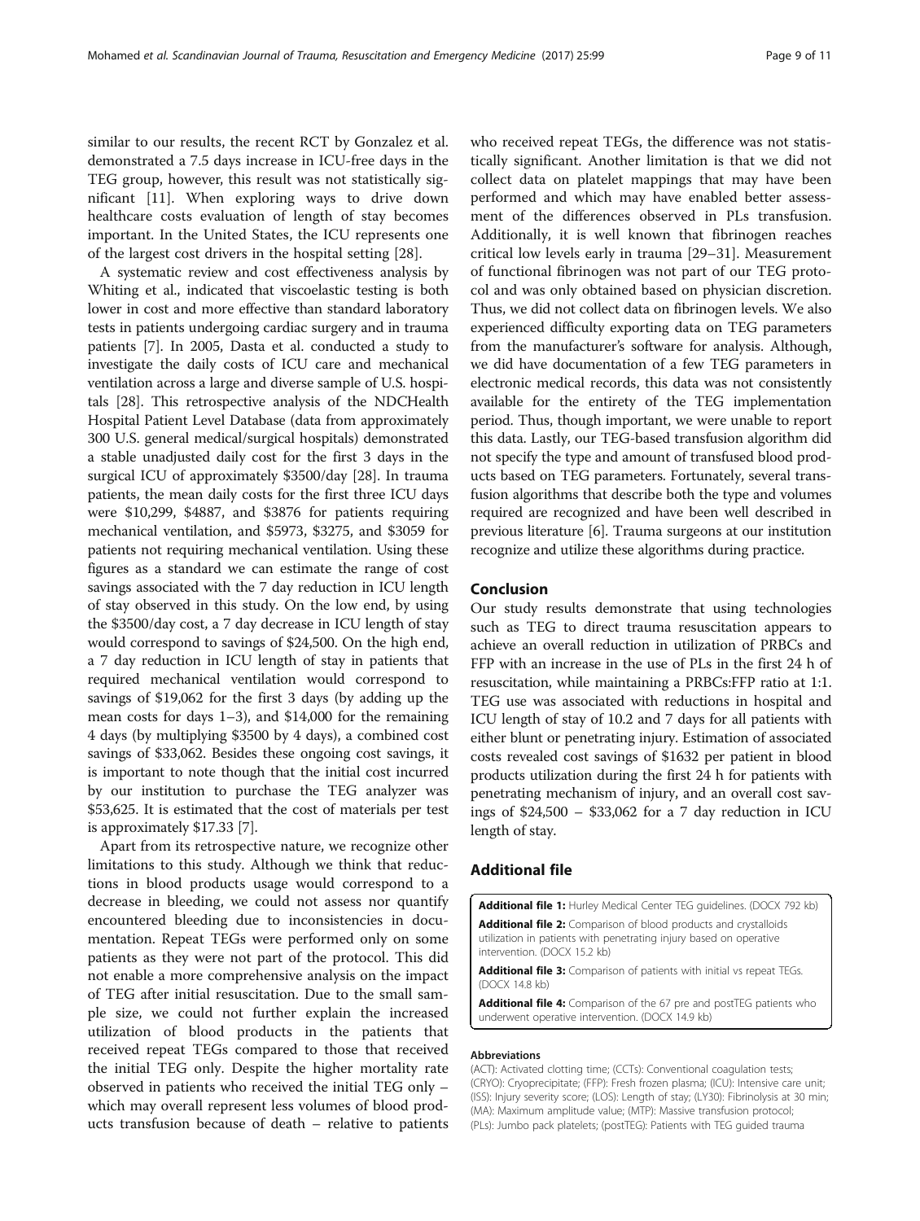similar to our results, the recent RCT by Gonzalez et al. demonstrated a 7.5 days increase in ICU-free days in the TEG group, however, this result was not statistically significant [11]. When exploring ways to drive down healthcare costs evaluation of length of stay becomes important. In the United States, the ICU represents one of the largest cost drivers in the hospital setting [28].

A systematic review and cost effectiveness analysis by Whiting et al., indicated that viscoelastic testing is both lower in cost and more effective than standard laboratory tests in patients undergoing cardiac surgery and in trauma patients [7]. In 2005, Dasta et al. conducted a study to investigate the daily costs of ICU care and mechanical ventilation across a large and diverse sample of U.S. hospitals [28]. This retrospective analysis of the NDCHealth Hospital Patient Level Database (data from approximately 300 U.S. general medical/surgical hospitals) demonstrated a stable unadjusted daily cost for the first 3 days in the surgical ICU of approximately \$3500/day [28]. In trauma patients, the mean daily costs for the first three ICU days were \$10,299, \$4887, and \$3876 for patients requiring mechanical ventilation, and \$5973, \$3275, and \$3059 for patients not requiring mechanical ventilation. Using these figures as a standard we can estimate the range of cost savings associated with the 7 day reduction in ICU length of stay observed in this study. On the low end, by using the \$3500/day cost, a 7 day decrease in ICU length of stay would correspond to savings of \$24,500. On the high end, a 7 day reduction in ICU length of stay in patients that required mechanical ventilation would correspond to savings of \$19,062 for the first 3 days (by adding up the mean costs for days 1–3), and \$14,000 for the remaining 4 days (by multiplying \$3500 by 4 days), a combined cost savings of \$33,062. Besides these ongoing cost savings, it is important to note though that the initial cost incurred by our institution to purchase the TEG analyzer was \$53,625. It is estimated that the cost of materials per test is approximately \$17.33 [7].

Apart from its retrospective nature, we recognize other limitations to this study. Although we think that reductions in blood products usage would correspond to a decrease in bleeding, we could not assess nor quantify encountered bleeding due to inconsistencies in documentation. Repeat TEGs were performed only on some patients as they were not part of the protocol. This did not enable a more comprehensive analysis on the impact of TEG after initial resuscitation. Due to the small sample size, we could not further explain the increased utilization of blood products in the patients that received repeat TEGs compared to those that received the initial TEG only. Despite the higher mortality rate observed in patients who received the initial TEG only – which may overall represent less volumes of blood products transfusion because of death – relative to patients who received repeat TEGs, the difference was not statistically significant. Another limitation is that we did not collect data on platelet mappings that may have been performed and which may have enabled better assessment of the differences observed in PLs transfusion. Additionally, it is well known that fibrinogen reaches critical low levels early in trauma [29–31]. Measurement of functional fibrinogen was not part of our TEG protocol and was only obtained based on physician discretion. Thus, we did not collect data on fibrinogen levels. We also experienced difficulty exporting data on TEG parameters from the manufacturer's software for analysis. Although, we did have documentation of a few TEG parameters in electronic medical records, this data was not consistently available for the entirety of the TEG implementation period. Thus, though important, we were unable to report this data. Lastly, our TEG-based transfusion algorithm did not specify the type and amount of transfused blood products based on TEG parameters. Fortunately, several transfusion algorithms that describe both the type and volumes required are recognized and have been well described in previous literature [6]. Trauma surgeons at our institution recognize and utilize these algorithms during practice.

## Conclusion

Our study results demonstrate that using technologies such as TEG to direct trauma resuscitation appears to achieve an overall reduction in utilization of PRBCs and FFP with an increase in the use of PLs in the first 24 h of resuscitation, while maintaining a PRBCs:FFP ratio at 1:1. TEG use was associated with reductions in hospital and ICU length of stay of 10.2 and 7 days for all patients with either blunt or penetrating injury. Estimation of associated costs revealed cost savings of \$1632 per patient in blood products utilization during the first 24 h for patients with penetrating mechanism of injury, and an overall cost savings of \$24,500 – \$33,062 for a 7 day reduction in ICU length of stay.

## Additional file

**Additional file 1:** Hurley Medical Center TEG guidelines. (DOCX 792 kb)

**Additional file 2:** Comparison of blood products and crystalloids utilization in patients with penetrating injury based on operative intervention. (DOCX 15.2 kb)

**Additional file 3:** Comparison of patients with initial vs repeat TEGs. (DOCX 14.8 kb)

**Additional file 4:** Comparison of the 67 pre and postTEG patients who underwent operative intervention. (DOCX 14.9 kb)

#### Abbreviations

(ACT): Activated clotting time; (CCTs): Conventional coagulation tests; (CRYO): Cryoprecipitate; (FFP): Fresh frozen plasma; (ICU): Intensive care unit; (ISS): Injury severity score; (LOS): Length of stay; (LY30): Fibrinolysis at 30 min; (MA): Maximum amplitude value; (MTP): Massive transfusion protocol; (PLs): Jumbo pack platelets; (postTEG): Patients with TEG guided trauma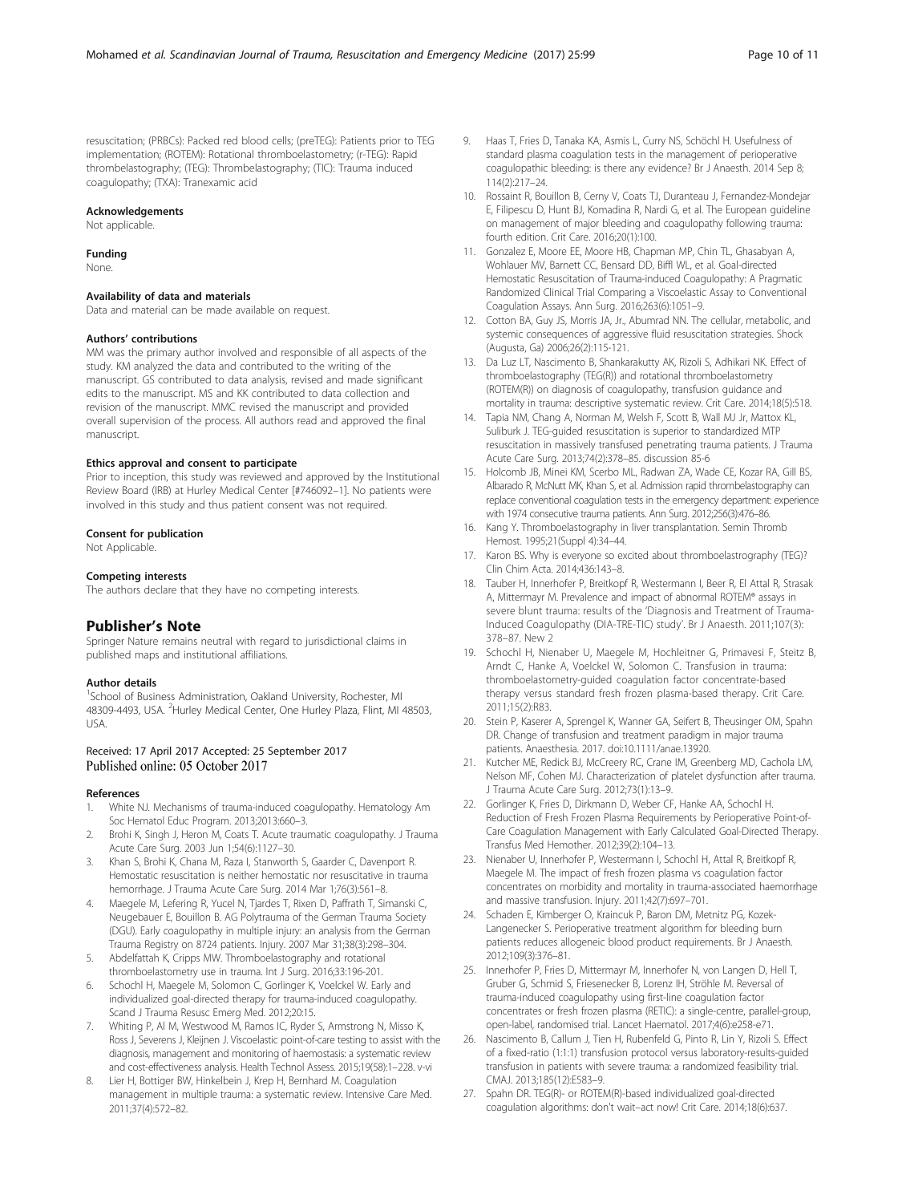resuscitation; (PRBCs): Packed red blood cells; (preTEG): Patients prior to TEG implementation; (ROTEM): Rotational thromboelastometry; (r-TEG): Rapid thrombelastography; (TEG): Thrombelastography; (TIC): Trauma induced coagulopathy; (TXA): Tranexamic acid

### Acknowledgements
Not applicable.

### Funding
None.

### Availability of data and materials
Data and material can be made available on request.

### Authors' contributions
MM was the primary author involved and responsible of all aspects of the study. KM analyzed the data and contributed to the writing of the manuscript. GS contributed to data analysis, revised and made significant edits to the manuscript. MS and KK contributed to data collection and revision of the manuscript. MMC revised the manuscript and provided overall supervision of the process. All authors read and approved the final manuscript.

### Ethics approval and consent to participate
Prior to inception, this study was reviewed and approved by the Institutional Review Board (IRB) at Hurley Medical Center [#746092–1]. No patients were involved in this study and thus patient consent was not required.

### Consent for publication
Not Applicable.

### Competing interests
The authors declare that they have no competing interests.

## Publisher's Note
Springer Nature remains neutral with regard to jurisdictional claims in published maps and institutional affiliations.

### Author details
[1]School of Business Administration, Oakland University, Rochester, MI 48309-4493, USA. [2]Hurley Medical Center, One Hurley Plaza, Flint, MI 48503, USA.

Received: 17 April 2017 Accepted: 25 September 2017
Published online: 05 October 2017

### References
1. White NJ. Mechanisms of trauma-induced coagulopathy. Hematology Am Soc Hematol Educ Program. 2013;2013:660–3.
2. Brohi K, Singh J, Heron M, Coats T. Acute traumatic coagulopathy. J Trauma Acute Care Surg. 2003 Jun 1;54(6):1127–30.
3. Khan S, Brohi K, Chana M, Raza I, Stanworth S, Gaarder C, Davenport R. Hemostatic resuscitation is neither hemostatic nor resuscitative in trauma hemorrhage. J Trauma Acute Care Surg. 2014 Mar 1;76(3):561–8.
4. Maegele M, Lefering R, Yucel N, Tjardes T, Rixen D, Paffrath T, Simanski C, Neugebauer E, Bouillon B. AG Polytrauma of the German Trauma Society (DGU). Early coagulopathy in multiple injury: an analysis from the German Trauma Registry on 8724 patients. Injury. 2007 Mar 31;38(3):298–304.
5. Abdelfattah K, Cripps MW. Thromboelastography and rotational thromboelastometry use in trauma. Int J Surg. 2016;33:196-201.
6. Schochl H, Maegele M, Solomon C, Gorlinger K, Voelckel W. Early and individualized goal-directed therapy for trauma-induced coagulopathy. Scand J Trauma Resusc Emerg Med. 2012;20:15.
7. Whiting P, Al M, Westwood M, Ramos IC, Ryder S, Armstrong N, Misso K, Ross J, Severens J, Kleijnen J. Viscoelastic point-of-care testing to assist with the diagnosis, management and monitoring of haemostasis: a systematic review and cost-effectiveness analysis. Health Technol Assess. 2015;19(58):1–228. v-vi
8. Lier H, Bottiger BW, Hinkelbein J, Krep H, Bernhard M. Coagulation management in multiple trauma: a systematic review. Intensive Care Med. 2011;37(4):572–82.
9. Haas T, Fries D, Tanaka KA, Asmis L, Curry NS, Schöchl H. Usefulness of standard plasma coagulation tests in the management of perioperative coagulopathic bleeding: is there any evidence? Br J Anaesth. 2014 Sep 8; 114(2):217–24.
10. Rossaint R, Bouillon B, Cerny V, Coats TJ, Duranteau J, Fernandez-Mondejar E, Filipescu D, Hunt BJ, Komadina R, Nardi G, et al. The European guideline on management of major bleeding and coagulopathy following trauma: fourth edition. Crit Care. 2016;20(1):100.
11. Gonzalez E, Moore EE, Moore HB, Chapman MP, Chin TL, Ghasabyan A, Wohlauer MV, Barnett CC, Bensard DD, Biffl WL, et al. Goal-directed Hemostatic Resuscitation of Trauma-induced Coagulopathy: A Pragmatic Randomized Clinical Trial Comparing a Viscoelastic Assay to Conventional Coagulation Assays. Ann Surg. 2016;263(6):1051–9.
12. Cotton BA, Guy JS, Morris JA, Jr., Abumrad NN. The cellular, metabolic, and systemic consequences of aggressive fluid resuscitation strategies. Shock (Augusta, Ga) 2006;26(2):115-121.
13. Da Luz LT, Nascimento B, Shankarakutty AK, Rizoli S, Adhikari NK. Effect of thromboelastography (TEG(R)) and rotational thromboelastometry (ROTEM(R)) on diagnosis of coagulopathy, transfusion guidance and mortality in trauma: descriptive systematic review. Crit Care. 2014;18(5):518.
14. Tapia NM, Chang A, Norman M, Welsh F, Scott B, Wall MJ Jr, Mattox KL, Suliburk J. TEG-guided resuscitation is superior to standardized MTP resuscitation in massively transfused penetrating trauma patients. J Trauma Acute Care Surg. 2013;74(2):378–85. discussion 85-6
15. Holcomb JB, Minei KM, Scerbo ML, Radwan ZA, Wade CE, Kozar RA, Gill BS, Albarado R, McNutt MK, Khan S, et al. Admission rapid thrombelastography can replace conventional coagulation tests in the emergency department: experience with 1974 consecutive trauma patients. Ann Surg. 2012;256(3):476–86.
16. Kang Y. Thromboelastography in liver transplantation. Semin Thromb Hemost. 1995;21(Suppl 4):34–44.
17. Karon BS. Why is everyone so excited about thromboelastrography (TEG)? Clin Chim Acta. 2014;436:143–8.
18. Tauber H, Innerhofer P, Breitkopf R, Westermann I, Beer R, El Attal R, Strasak A, Mittermayr M. Prevalence and impact of abnormal ROTEM® assays in severe blunt trauma: results of the 'Diagnosis and Treatment of Trauma-Induced Coagulopathy (DIA-TRE-TIC) study'. Br J Anaesth. 2011;107(3): 378–87. New 2
19. Schochl H, Nienaber U, Maegele M, Hochleitner G, Primavesi F, Steitz B, Arndt C, Hanke A, Voelckel W, Solomon C. Transfusion in trauma: thromboelastometry-guided coagulation factor concentrate-based therapy versus standard fresh frozen plasma-based therapy. Crit Care. 2011;15(2):R83.
20. Stein P, Kaserer A, Sprengel K, Wanner GA, Seifert B, Theusinger OM, Spahn DR. Change of transfusion and treatment paradigm in major trauma patients. Anaesthesia. 2017. doi:10.1111/anae.13920.
21. Kutcher ME, Redick BJ, McCreery RC, Crane IM, Greenberg MD, Cachola LM, Nelson MF, Cohen MJ. Characterization of platelet dysfunction after trauma. J Trauma Acute Care Surg. 2012;73(1):13–9.
22. Gorlinger K, Fries D, Dirkmann D, Weber CF, Hanke AA, Schochl H. Reduction of Fresh Frozen Plasma Requirements by Perioperative Point-of-Care Coagulation Management with Early Calculated Goal-Directed Therapy. Transfus Med Hemother. 2012;39(2):104–13.
23. Nienaber U, Innerhofer P, Westermann I, Schochl H, Attal R, Breitkopf R, Maegele M. The impact of fresh frozen plasma vs coagulation factor concentrates on morbidity and mortality in trauma-associated haemorrhage and massive transfusion. Injury. 2011;42(7):697–701.
24. Schaden E, Kimberger O, Kraincuk P, Baron DM, Metnitz PG, Kozek-Langenecker S. Perioperative treatment algorithm for bleeding burn patients reduces allogeneic blood product requirements. Br J Anaesth. 2012;109(3):376–81.
25. Innerhofer P, Fries D, Mittermayr M, Innerhofer N, von Langen D, Hell T, Gruber G, Schmid S, Friesenecker B, Lorenz IH, Ströhle M. Reversal of trauma-induced coagulopathy using first-line coagulation factor concentrates or fresh frozen plasma (RETIC): a single-centre, parallel-group, open-label, randomised trial. Lancet Haematol. 2017;4(6):e258-e71.
26. Nascimento B, Callum J, Tien H, Rubenfeld G, Pinto R, Lin Y, Rizoli S. Effect of a fixed-ratio (1:1:1) transfusion protocol versus laboratory-results-guided transfusion in patients with severe trauma: a randomized feasibility trial. CMAJ. 2013;185(12):E583–9.
27. Spahn DR. TEG(R)- or ROTEM(R)-based individualized goal-directed coagulation algorithms: don't wait–act now! Crit Care. 2014;18(6):637.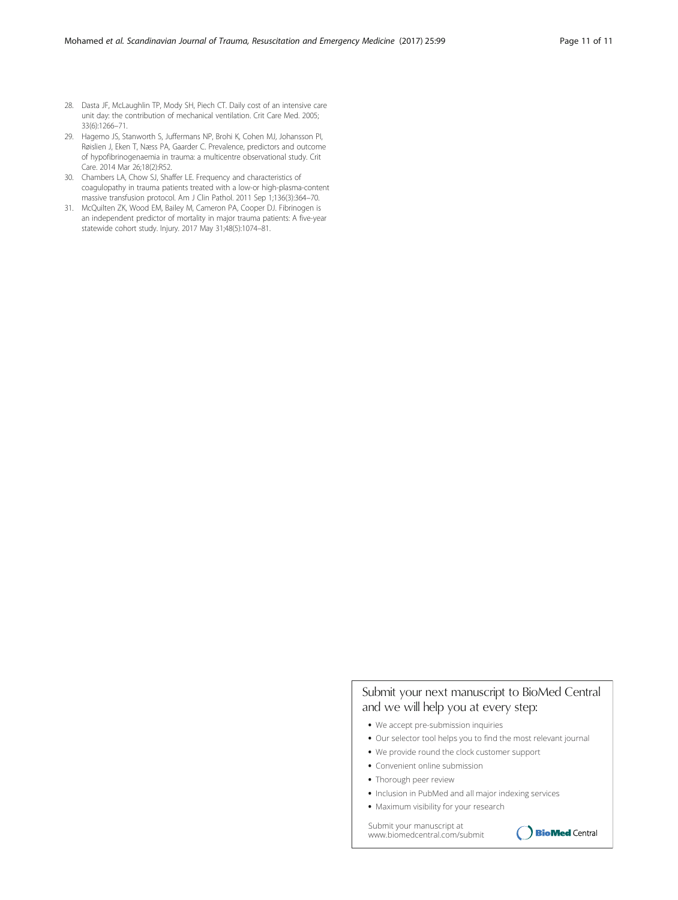28. Dasta JF, McLaughlin TP, Mody SH, Piech CT. Daily cost of an intensive care unit day: the contribution of mechanical ventilation. Crit Care Med. 2005; 33(6):1266–71.
29. Hagemo JS, Stanworth S, Juffermans NP, Brohi K, Cohen MJ, Johansson PI, Røislien J, Eken T, Næss PA, Gaarder C. Prevalence, predictors and outcome of hypofibrinogenaemia in trauma: a multicentre observational study. Crit Care. 2014 Mar 26;18(2):R52.
30. Chambers LA, Chow SJ, Shaffer LE. Frequency and characteristics of coagulopathy in trauma patients treated with a low-or high-plasma-content massive transfusion protocol. Am J Clin Pathol. 2011 Sep 1;136(3):364–70.
31. McQuilten ZK, Wood EM, Bailey M, Cameron PA, Cooper DJ. Fibrinogen is an independent predictor of mortality in major trauma patients: A five-year statewide cohort study. Injury. 2017 May 31;48(5):1074–81.

Submit your next manuscript to BioMed Central and we will help you at every step:

- We accept pre-submission inquiries
- Our selector tool helps you to find the most relevant journal
- We provide round the clock customer support
- Convenient online submission
- Thorough peer review
- Inclusion in PubMed and all major indexing services
- Maximum visibility for your research

Submit your manuscript at
www.biomedcentral.com/submit

BioMed Central